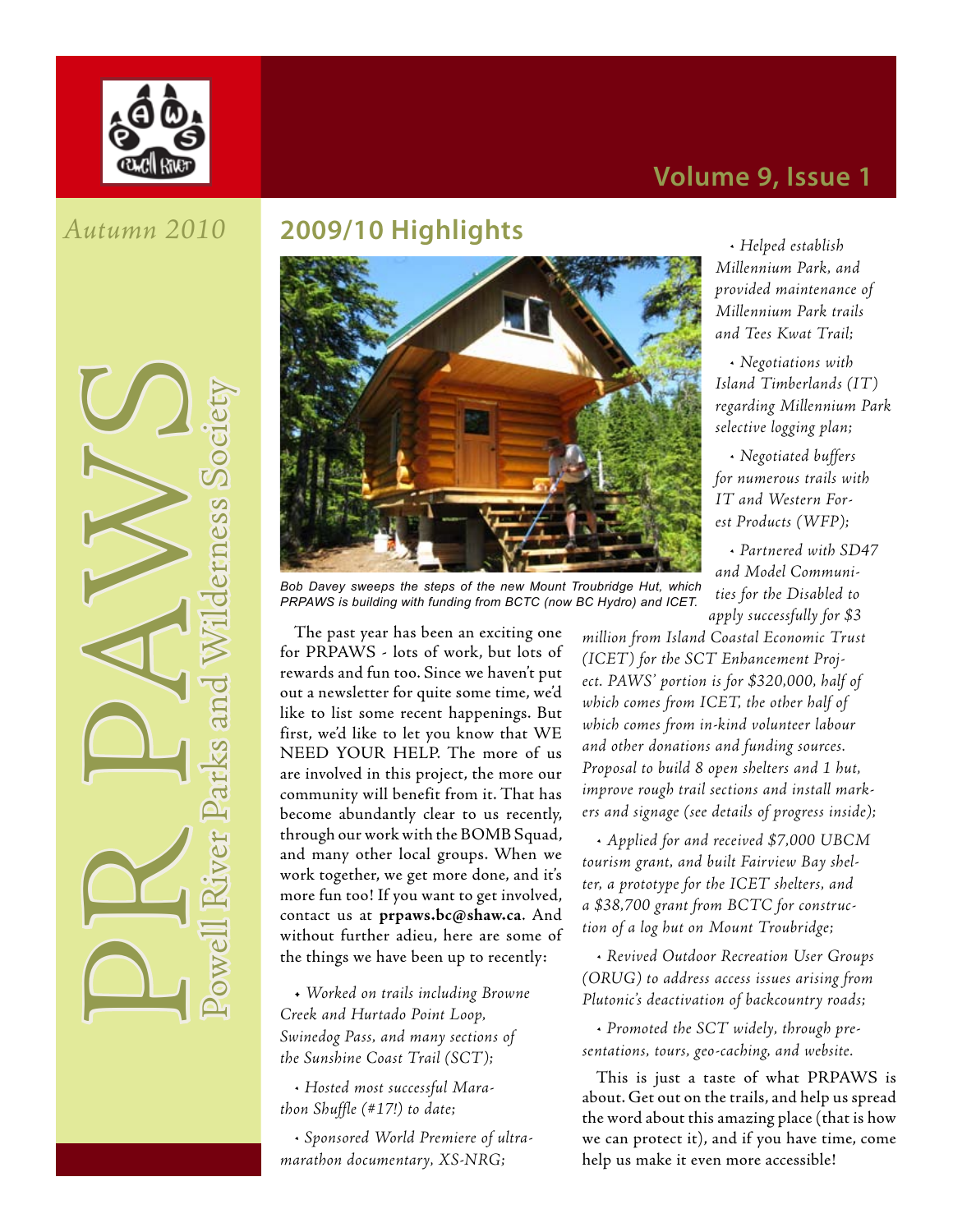# PR PAWS

Powell River Parks and Wilderness Society

*Autumn 2010*

## 2009/10 Highlights

Bob Davey sweeps the steps of the new Mount Troubridge Hut, which PRPAWS is building with funding from BCTC (now BC Hydro) and ICET.

The past year has been an exciting one for PRPAWS - lots of work, but lots of rewards and fun too. Since we haven't put out a newsletter for quite some time, we'd like to list some recent happenings. But first, we'd like to let you know that WE NEED YOUR HELP. The more of us are involved in this project, the more our community will benefit from it. That has become abundantly clear to us recently, through our work with the BOMB Squad, and many other local groups. When we work together, we get more done, and it's more fun too! If you want to get involved, contact us at **prpaws.bc@shaw.ca**. And without further adieu, here are some of the things we have been up to recently:

- *Worked on trails including Browne Creek and Hurtado Point Loop, Swinedog Pass, and many sections of the Sunshine Coast Trail (SCT);*
- *Hosted most successful Marathon Shuffle (#17!) to date;*
- *Sponsored World Premiere of ultra-marathon documentary, XS-NRG;*
- *Helped establish Millennium Park, and provided maintenance of Millennium Park trails and Tees Kwat Trail;*
- *Negotiations with Island Timberlands (IT) regarding Millennium Park selective logging plan;*
- *Negotiated buffers for numerous trails with IT and Western Forest Products (WFP);*
- *Partnered with SD47 and Model Communities for the Disabled to apply successfully for $3 million from Island Coastal Economic Trust (ICET) for the SCT Enhancement Project. PAWS' portion is for $320,000, half of which comes from ICET, the other half of which comes from in-kind volunteer labour and other donations and funding sources. Proposal to build 8 open shelters and 1 hut, improve rough trail sections and install markers and signage (see details of progress inside);*
- *Applied for and received $7,000 UBCM tourism grant, and built Fairview Bay shelter, a prototype for the ICET shelters, and a $38,700 grant from BCTC for construction of a log hut on Mount Troubridge;*
- *Revived Outdoor Recreation User Groups (ORUG) to address access issues arising from Plutonic's deactivation of backcountry roads;*
- *Promoted the SCT widely, through presentations, tours, geo-caching, and website.*

This is just a taste of what PRPAWS is about. Get out on the trails, and help us spread the word about this amazing place (that is how we can protect it), and if you have time, come help us make it even more accessible!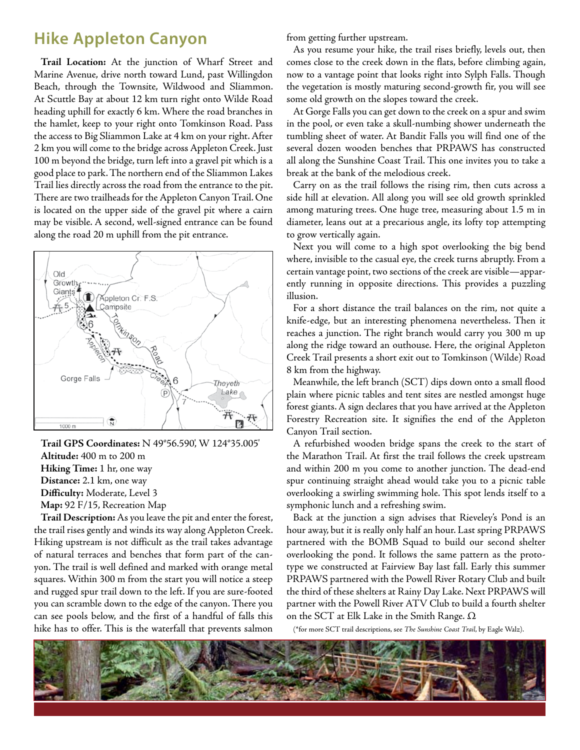# Hike Appleton Canyon

**Trail Location:** At the junction of Wharf Street and Marine Avenue, drive north toward Lund, past Willingdon Beach, through the Townsite, Wildwood and Sliammon. At Scuttle Bay at about 12 km turn right onto Wilde Road heading uphill for exactly 6 km. Where the road branches in the hamlet, keep to your right onto Tomkinson Road. Pass the access to Big Sliammon Lake at 4 km on your right. After 2 km you will come to the bridge across Appleton Creek. Just 100 m beyond the bridge, turn left into a gravel pit which is a good place to park. The northern end of the Sliammon Lakes Trail lies directly across the road from the entrance to the pit. There are two trailheads for the Appleton Canyon Trail. One is located on the upper side of the gravel pit where a cairn may be visible. A second, well-signed entrance can be found along the road 20 m uphill from the pit entrance.

**Trail GPS Coordinates:** N 49°56.590', W 124°35.005'
**Altitude:** 400 m to 200 m
**Hiking Time:** 1 hr, one way
**Distance:** 2.1 km, one way
**Difficulty:** Moderate, Level 3
**Map:** 92 F/15, Recreation Map

**Trail Description:** As you leave the pit and enter the forest, the trail rises gently and winds its way along Appleton Creek. Hiking upstream is not difficult as the trail takes advantage of natural terraces and benches that form part of the canyon. The trail is well defined and marked with orange metal squares. Within 300 m from the start you will notice a steep and rugged spur trail down to the left. If you are sure-footed you can scramble down to the edge of the canyon. There you can see pools below, and the first of a handful of falls this hike has to offer. This is the waterfall that prevents salmon from getting further upstream.

As you resume your hike, the trail rises briefly, levels out, then comes close to the creek down in the flats, before climbing again, now to a vantage point that looks right into Sylph Falls. Though the vegetation is mostly maturing second-growth fir, you will see some old growth on the slopes toward the creek.

At Gorge Falls you can get down to the creek on a spur and swim in the pool, or even take a skull-numbing shower underneath the tumbling sheet of water. At Bandit Falls you will find one of the several dozen wooden benches that PRPAWS has constructed all along the Sunshine Coast Trail. This one invites you to take a break at the bank of the melodious creek.

Carry on as the trail follows the rising rim, then cuts across a side hill at elevation. All along you will see old growth sprinkled among maturing trees. One huge tree, measuring about 1.5 m in diameter, leans out at a precarious angle, its lofty top attempting to grow vertically again.

Next you will come to a high spot overlooking the big bend where, invisible to the casual eye, the creek turns abruptly. From a certain vantage point, two sections of the creek are visible—apparently running in opposite directions. This provides a puzzling illusion.

For a short distance the trail balances on the rim, not quite a knife-edge, but an interesting phenomena nevertheless. Then it reaches a junction. The right branch would carry you 300 m up along the ridge toward an outhouse. Here, the original Appleton Creek Trail presents a short exit out to Tomkinson (Wilde) Road 8 km from the highway.

Meanwhile, the left branch (SCT) dips down onto a small flood plain where picnic tables and tent sites are nestled amongst huge forest giants. A sign declares that you have arrived at the Appleton Forestry Recreation site. It signifies the end of the Appleton Canyon Trail section.

A refurbished wooden bridge spans the creek to the start of the Marathon Trail. At first the trail follows the creek upstream and within 200 m you come to another junction. The dead-end spur continuing straight ahead would take you to a picnic table overlooking a swirling swimming hole. This spot lends itself to a symphonic lunch and a refreshing swim.

Back at the junction a sign advises that Rieveley's Pond is an hour away, but it is really only half an hour. Last spring PRPAWS partnered with the BOMB Squad to build our second shelter overlooking the pond. It follows the same pattern as the prototype we constructed at Fairview Bay last fall. Early this summer PRPAWS partnered with the Powell River Rotary Club and built the third of these shelters at Rainy Day Lake. Next PRPAWS will partner with the Powell River ATV Club to build a fourth shelter on the SCT at Elk Lake in the Smith Range. Ω

(*for more SCT trail descriptions, see *The Sunshine Coast Trail*, by Eagle Walz).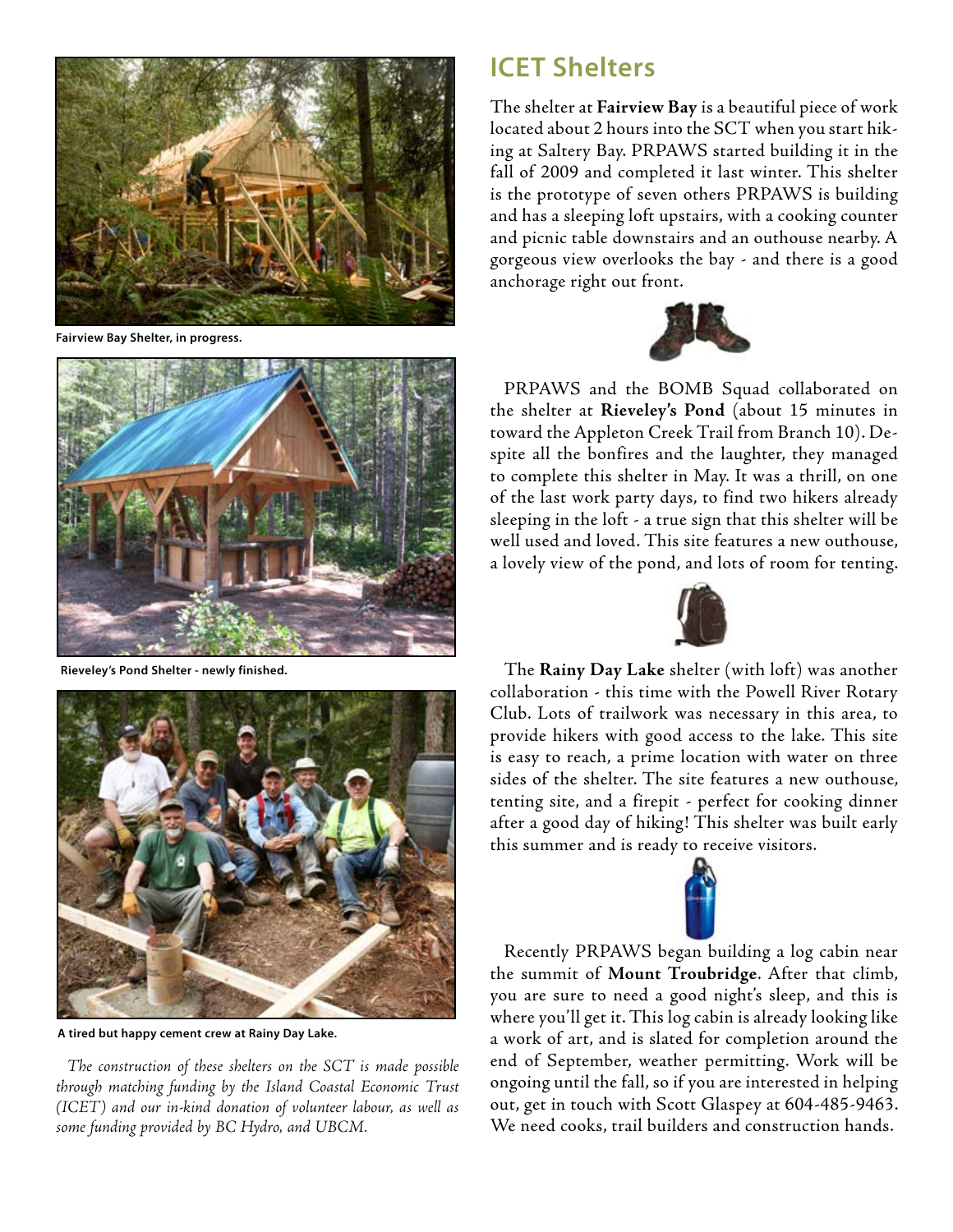## ICET Shelters

The shelter at **Fairview Bay** is a beautiful piece of work located about 2 hours into the SCT when you start hiking at Saltery Bay. PRPAWS started building it in the fall of 2009 and completed it last winter. This shelter is the prototype of seven others PRPAWS is building and has a sleeping loft upstairs, with a cooking counter and picnic table downstairs and an outhouse nearby. A gorgeous view overlooks the bay - and there is a good anchorage right out front.

PRPAWS and the BOMB Squad collaborated on the shelter at **Rieveley's Pond** (about 15 minutes in toward the Appleton Creek Trail from Branch 10). Despite all the bonfires and the laughter, they managed to complete this shelter in May. It was a thrill, on one of the last work party days, to find two hikers already sleeping in the loft - a true sign that this shelter will be well used and loved. This site features a new outhouse, a lovely view of the pond, and lots of room for tenting.

The **Rainy Day Lake** shelter (with loft) was another collaboration - this time with the Powell River Rotary Club. Lots of trailwork was necessary in this area, to provide hikers with good access to the lake. This site is easy to reach, a prime location with water on three sides of the shelter. The site features a new outhouse, tenting site, and a firepit - perfect for cooking dinner after a good day of hiking! This shelter was built early this summer and is ready to receive visitors.

Recently PRPAWS began building a log cabin near the summit of **Mount Troubridge**. After that climb, you are sure to need a good night's sleep, and this is where you'll get it. This log cabin is already looking like a work of art, and is slated for completion around the end of September, weather permitting. Work will be ongoing until the fall, so if you are interested in helping out, get in touch with Scott Glaspey at 604-485-9463. We need cooks, trail builders and construction hands.

**Fairview Bay Shelter, in progress.**

**Rieveley's Pond Shelter - newly finished.**

**A tired but happy cement crew at Rainy Day Lake.**

*The construction of these shelters on the SCT is made possible through matching funding by the Island Coastal Economic Trust (ICET) and our in-kind donation of volunteer labour, as well as some funding provided by BC Hydro, and UBCM.*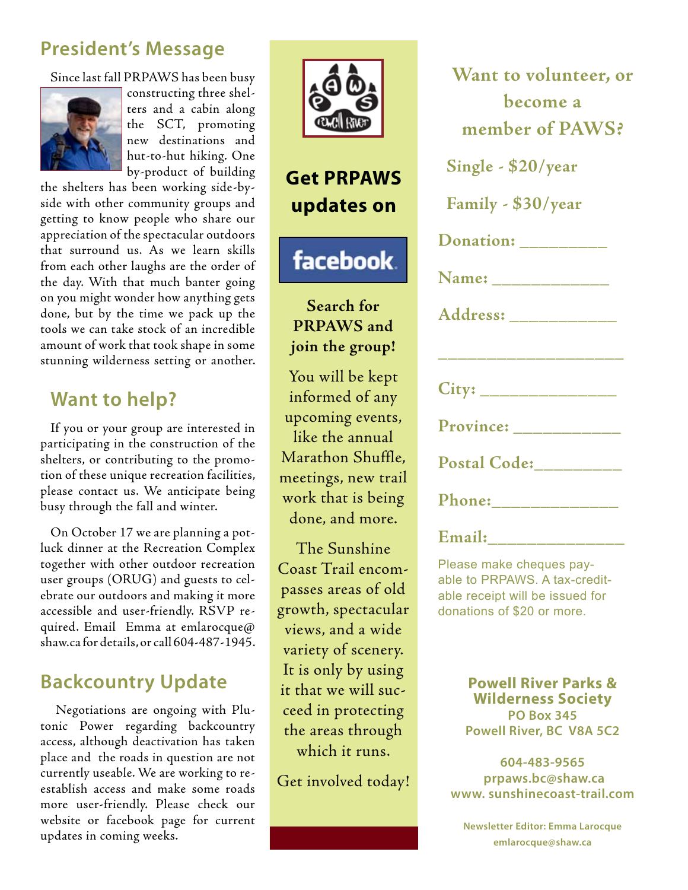## President's Message

Since last fall PRPAWS has been busy constructing three shelters and a cabin along the SCT, promoting new destinations and hut-to-hut hiking. One by-product of building the shelters has been working side-by-side with other community groups and getting to know people who share our appreciation of the spectacular outdoors that surround us. As we learn skills from each other laughs are the order of the day. With that much banter going on you might wonder how anything gets done, but by the time we pack up the tools we can take stock of an incredible amount of work that took shape in some stunning wilderness setting or another.

## Want to help?

If you or your group are interested in participating in the construction of the shelters, or contributing to the promotion of these unique recreation facilities, please contact us. We anticipate being busy through the fall and winter.

On October 17 we are planning a potluck dinner at the Recreation Complex together with other outdoor recreation user groups (ORUG) and guests to celebrate our outdoors and making it more accessible and user-friendly. RSVP required. Email Emma at emlarocque@shaw.ca for details, or call 604-487-1945.

## Backcountry Update

Negotiations are ongoing with Plutonic Power regarding backcountry access, although deactivation has taken place and the roads in question are not currently useable. We are working to re-establish access and make some roads more user-friendly. Please check our website or facebook page for current updates in coming weeks.

**Get PRPAWS updates on**

**facebook**

**Search for PRPAWS and join the group!**

You will be kept informed of any upcoming events, like the annual Marathon Shuffle, meetings, new trail work that is being done, and more.

The Sunshine Coast Trail encompasses areas of old growth, spectacular views, and a wide variety of scenery. It is only by using it that we will succeed in protecting the areas through which it runs.

Get involved today!

## Want to volunteer, or become a member of PAWS?

**Single - $20/year**

**Family - $30/year**

**Donation:** __________

**Name:** ______________

**Address:** ____________

______________________

**City:** ________________

**Province:** ____________

**Postal Code:** __________

**Phone:** _______________

**Email:** ________________

Please make cheques payable to PRPAWS. A tax-creditable receipt will be issued for donations of $20 or more.

**Powell River Parks & Wilderness Society**
**PO Box 345**
**Powell River, BC V8A 5C2**

**604-483-9565**
**prpaws.bc@shaw.ca**
**www. sunshinecoast-trail.com**

**Newsletter Editor: Emma Larocque**
**emlarocque@shaw.ca**